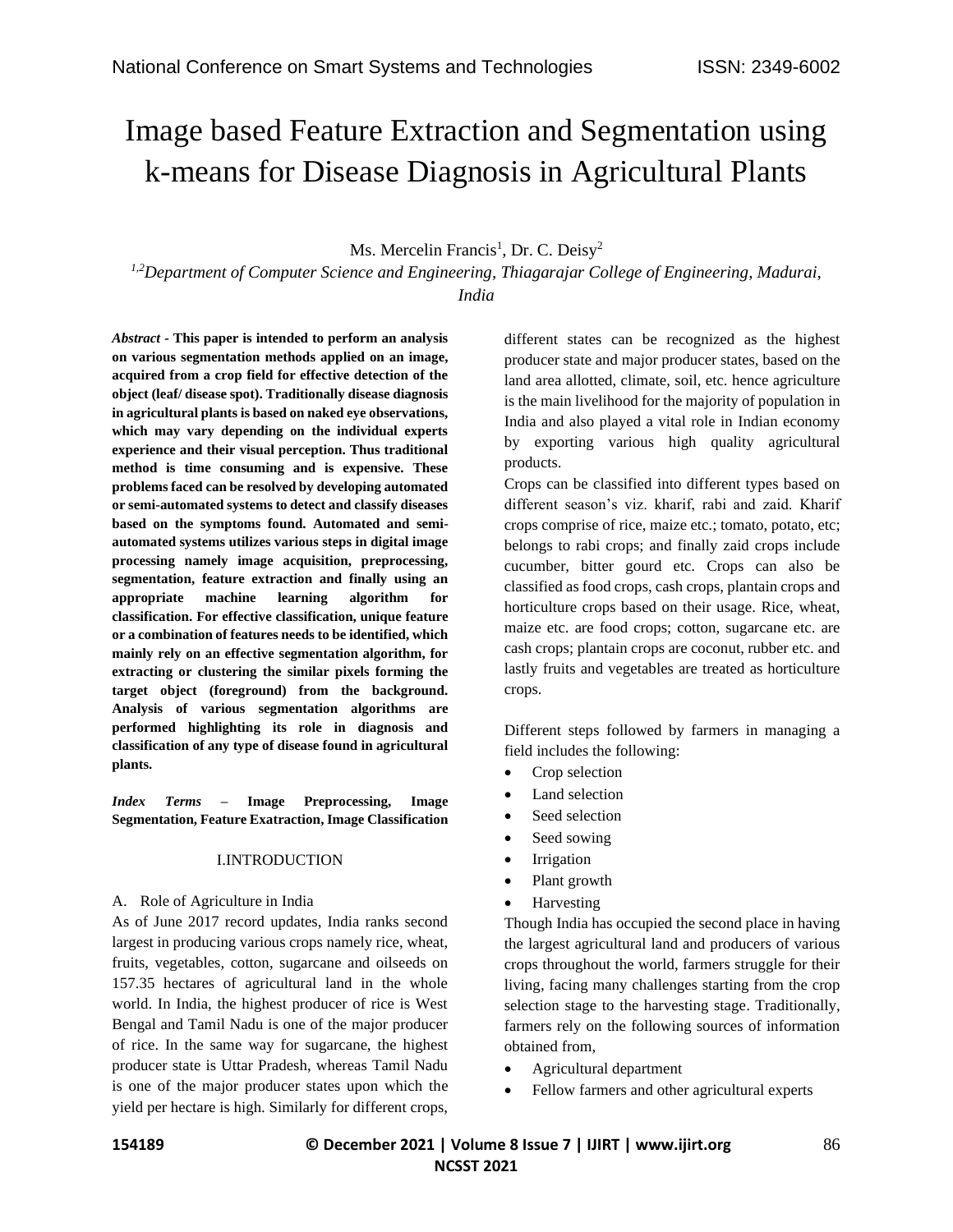# Image based Feature Extraction and Segmentation using k-means for Disease Diagnosis in Agricultural Plants

Ms. Mercelin Francis[1], Dr. C. Deisy[2]

*[1,2]Department of Computer Science and Engineering, Thiagarajar College of Engineering, Madurai, India*

***Abstract* - This paper is intended to perform an analysis on various segmentation methods applied on an image, acquired from a crop field for effective detection of the object (leaf/ disease spot). Traditionally disease diagnosis in agricultural plants is based on naked eye observations, which may vary depending on the individual experts experience and their visual perception. Thus traditional method is time consuming and is expensive. These problems faced can be resolved by developing automated or semi-automated systems to detect and classify diseases based on the symptoms found. Automated and semi-automated systems utilizes various steps in digital image processing namely image acquisition, preprocessing, segmentation, feature extraction and finally using an appropriate machine learning algorithm for classification. For effective classification, unique feature or a combination of features needs to be identified, which mainly rely on an effective segmentation algorithm, for extracting or clustering the similar pixels forming the target object (foreground) from the background. Analysis of various segmentation algorithms are performed highlighting its role in diagnosis and classification of any type of disease found in agricultural plants.**

***Index Terms* – Image Preprocessing, Image Segmentation, Feature Exatraction, Image Classification**

## I.INTRODUCTION

### A. Role of Agriculture in India

As of June 2017 record updates, India ranks second largest in producing various crops namely rice, wheat, fruits, vegetables, cotton, sugarcane and oilseeds on 157.35 hectares of agricultural land in the whole world. In India, the highest producer of rice is West Bengal and Tamil Nadu is one of the major producer of rice. In the same way for sugarcane, the highest producer state is Uttar Pradesh, whereas Tamil Nadu is one of the major producer states upon which the yield per hectare is high. Similarly for different crops, different states can be recognized as the highest producer state and major producer states, based on the land area allotted, climate, soil, etc. hence agriculture is the main livelihood for the majority of population in India and also played a vital role in Indian economy by exporting various high quality agricultural products.

Crops can be classified into different types based on different season's viz. kharif, rabi and zaid. Kharif crops comprise of rice, maize etc.; tomato, potato, etc; belongs to rabi crops; and finally zaid crops include cucumber, bitter gourd etc. Crops can also be classified as food crops, cash crops, plantain crops and horticulture crops based on their usage. Rice, wheat, maize etc. are food crops; cotton, sugarcane etc. are cash crops; plantain crops are coconut, rubber etc. and lastly fruits and vegetables are treated as horticulture crops.

Different steps followed by farmers in managing a field includes the following:

- Crop selection
- Land selection
- Seed selection
- Seed sowing
- Irrigation
- Plant growth
- Harvesting

Though India has occupied the second place in having the largest agricultural land and producers of various crops throughout the world, farmers struggle for their living, facing many challenges starting from the crop selection stage to the harvesting stage. Traditionally, farmers rely on the following sources of information obtained from,

- Agricultural department
- Fellow farmers and other agricultural experts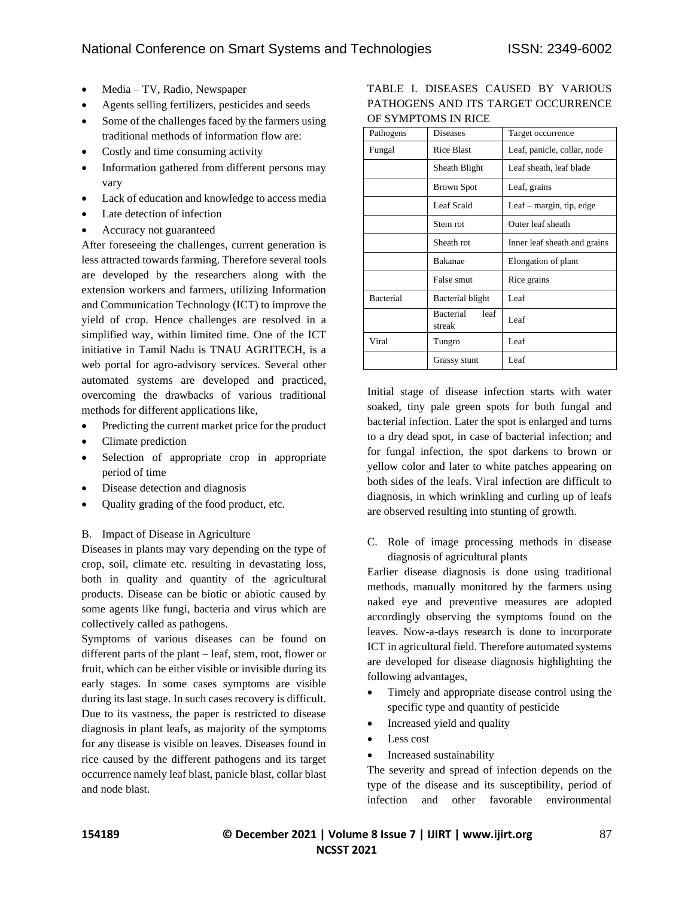- Media – TV, Radio, Newspaper
- Agents selling fertilizers, pesticides and seeds
- Some of the challenges faced by the farmers using traditional methods of information flow are:
- Costly and time consuming activity
- Information gathered from different persons may vary
- Lack of education and knowledge to access media
- Late detection of infection
- Accuracy not guaranteed

After foreseeing the challenges, current generation is less attracted towards farming. Therefore several tools are developed by the researchers along with the extension workers and farmers, utilizing Information and Communication Technology (ICT) to improve the yield of crop. Hence challenges are resolved in a simplified way, within limited time. One of the ICT initiative in Tamil Nadu is TNAU AGRITECH, is a web portal for agro-advisory services. Several other automated systems are developed and practiced, overcoming the drawbacks of various traditional methods for different applications like,

- Predicting the current market price for the product
- Climate prediction
- Selection of appropriate crop in appropriate period of time
- Disease detection and diagnosis
- Quality grading of the food product, etc.

B. Impact of Disease in Agriculture

Diseases in plants may vary depending on the type of crop, soil, climate etc. resulting in devastating loss, both in quality and quantity of the agricultural products. Disease can be biotic or abiotic caused by some agents like fungi, bacteria and virus which are collectively called as pathogens.

Symptoms of various diseases can be found on different parts of the plant – leaf, stem, root, flower or fruit, which can be either visible or invisible during its early stages. In some cases symptoms are visible during its last stage. In such cases recovery is difficult. Due to its vastness, the paper is restricted to disease diagnosis in plant leafs, as majority of the symptoms for any disease is visible on leaves. Diseases found in rice caused by the different pathogens and its target occurrence namely leaf blast, panicle blast, collar blast and node blast.

TABLE I. DISEASES CAUSED BY VARIOUS PATHOGENS AND ITS TARGET OCCURRENCE OF SYMPTOMS IN RICE

| Pathogens | Diseases | Target occurrence |
|---|---|---|
| Fungal | Rice Blast | Leaf, panicle, collar, node |
| | Sheath Blight | Leaf sheath, leaf blade |
| | Brown Spot | Leaf, grains |
| | Leaf Scald | Leaf – margin, tip, edge |
| | Stem rot | Outer leaf sheath |
| | Sheath rot | Inner leaf sheath and grains |
| | Bakanae | Elongation of plant |
| | False smut | Rice grains |
| Bacterial | Bacterial blight | Leaf |
| | Bacterial leaf streak | Leaf |
| Viral | Tungro | Leaf |
| | Grassy stunt | Leaf |

Initial stage of disease infection starts with water soaked, tiny pale green spots for both fungal and bacterial infection. Later the spot is enlarged and turns to a dry dead spot, in case of bacterial infection; and for fungal infection, the spot darkens to brown or yellow color and later to white patches appearing on both sides of the leafs. Viral infection are difficult to diagnosis, in which wrinkling and curling up of leafs are observed resulting into stunting of growth.

C. Role of image processing methods in disease diagnosis of agricultural plants

Earlier disease diagnosis is done using traditional methods, manually monitored by the farmers using naked eye and preventive measures are adopted accordingly observing the symptoms found on the leaves. Now-a-days research is done to incorporate ICT in agricultural field. Therefore automated systems are developed for disease diagnosis highlighting the following advantages,

- Timely and appropriate disease control using the specific type and quantity of pesticide
- Increased yield and quality
- Less cost
- Increased sustainability

The severity and spread of infection depends on the type of the disease and its susceptibility, period of infection and other favorable environmental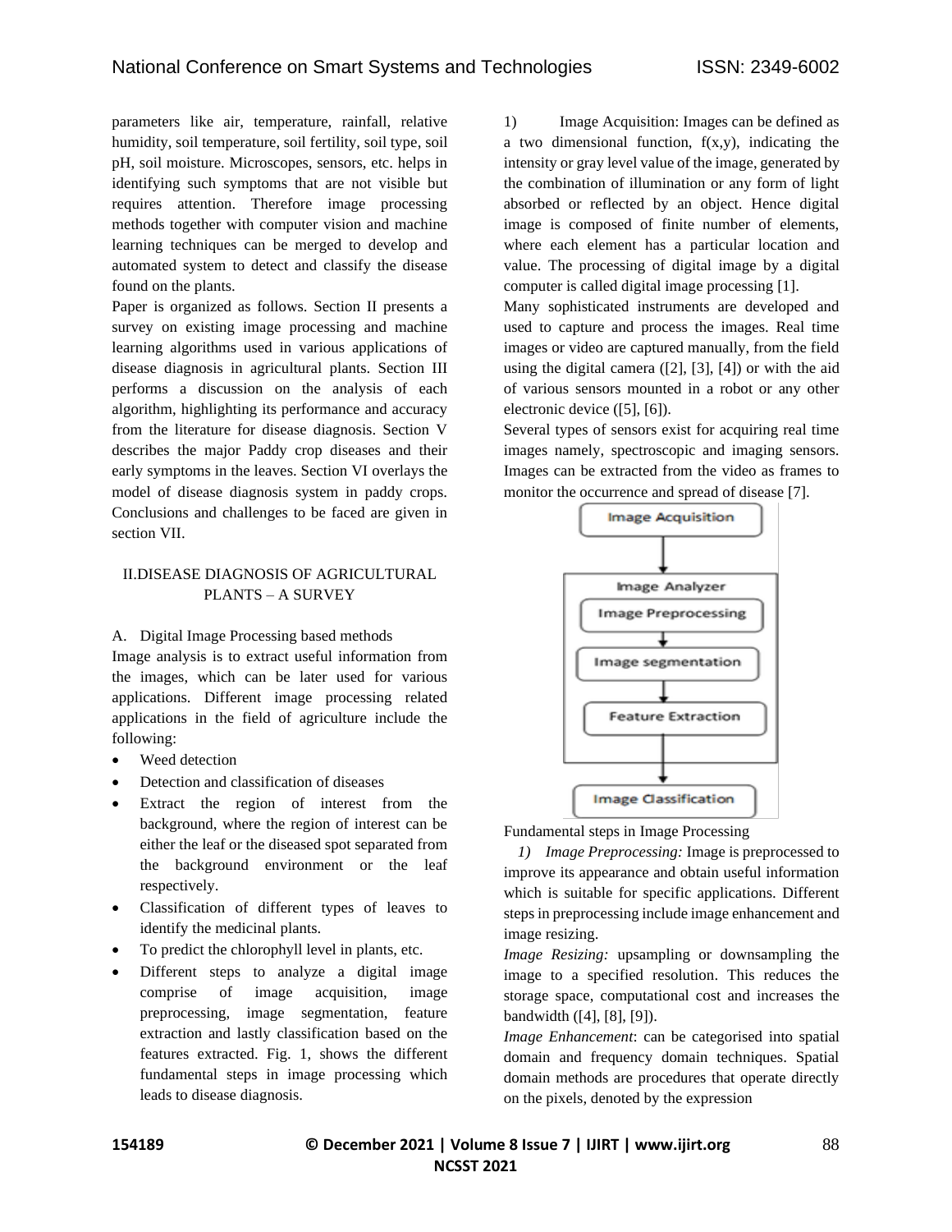parameters like air, temperature, rainfall, relative humidity, soil temperature, soil fertility, soil type, soil pH, soil moisture. Microscopes, sensors, etc. helps in identifying such symptoms that are not visible but requires attention. Therefore image processing methods together with computer vision and machine learning techniques can be merged to develop and automated system to detect and classify the disease found on the plants.

Paper is organized as follows. Section II presents a survey on existing image processing and machine learning algorithms used in various applications of disease diagnosis in agricultural plants. Section III performs a discussion on the analysis of each algorithm, highlighting its performance and accuracy from the literature for disease diagnosis. Section V describes the major Paddy crop diseases and their early symptoms in the leaves. Section VI overlays the model of disease diagnosis system in paddy crops. Conclusions and challenges to be faced are given in section VII.

## II.DISEASE DIAGNOSIS OF AGRICULTURAL PLANTS – A SURVEY

### A. Digital Image Processing based methods

Image analysis is to extract useful information from the images, which can be later used for various applications. Different image processing related applications in the field of agriculture include the following:

- Weed detection
- Detection and classification of diseases
- Extract the region of interest from the background, where the region of interest can be either the leaf or the diseased spot separated from the background environment or the leaf respectively.
- Classification of different types of leaves to identify the medicinal plants.
- To predict the chlorophyll level in plants, etc.
- Different steps to analyze a digital image comprise of image acquisition, image preprocessing, image segmentation, feature extraction and lastly classification based on the features extracted. Fig. 1, shows the different fundamental steps in image processing which leads to disease diagnosis.

1) Image Acquisition: Images can be defined as a two dimensional function, f(x,y), indicating the intensity or gray level value of the image, generated by the combination of illumination or any form of light absorbed or reflected by an object. Hence digital image is composed of finite number of elements, where each element has a particular location and value. The processing of digital image by a digital computer is called digital image processing [1].

Many sophisticated instruments are developed and used to capture and process the images. Real time images or video are captured manually, from the field using the digital camera ([2], [3], [4]) or with the aid of various sensors mounted in a robot or any other electronic device ([5], [6]).

Several types of sensors exist for acquiring real time images namely, spectroscopic and imaging sensors. Images can be extracted from the video as frames to monitor the occurrence and spread of disease [7].

Image Acquisition → Image Analyzer [Image Preprocessing → Image segmentation → Feature Extraction] → Image Classification

Fundamental steps in Image Processing

*1) Image Preprocessing:* Image is preprocessed to improve its appearance and obtain useful information which is suitable for specific applications. Different steps in preprocessing include image enhancement and image resizing.

*Image Resizing:* upsampling or downsampling the image to a specified resolution. This reduces the storage space, computational cost and increases the bandwidth ([4], [8], [9]).

*Image Enhancement*: can be categorised into spatial domain and frequency domain techniques. Spatial domain methods are procedures that operate directly on the pixels, denoted by the expression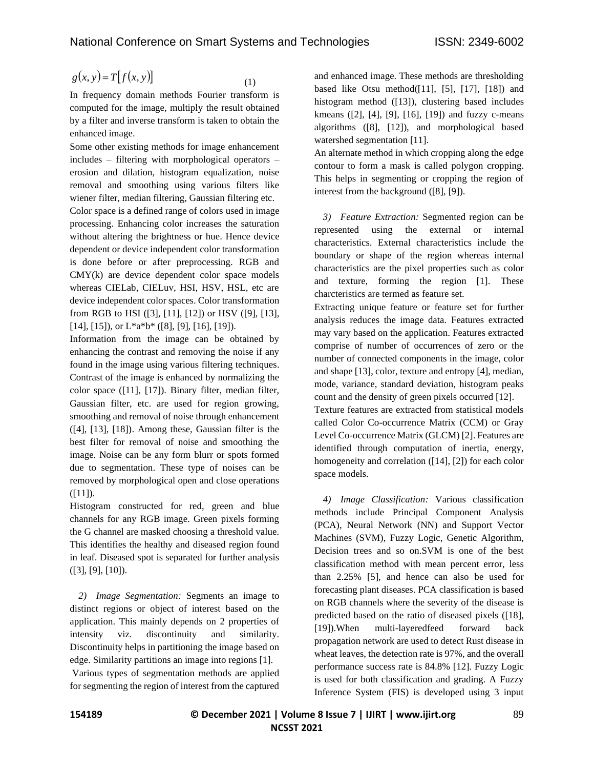$$g(x,y) = T[f(x,y)] \quad (1)$$

In frequency domain methods Fourier transform is computed for the image, multiply the result obtained by a filter and inverse transform is taken to obtain the enhanced image.

Some other existing methods for image enhancement includes – filtering with morphological operators – erosion and dilation, histogram equalization, noise removal and smoothing using various filters like wiener filter, median filtering, Gaussian filtering etc.

Color space is a defined range of colors used in image processing. Enhancing color increases the saturation without altering the brightness or hue. Hence device dependent or device independent color transformation is done before or after preprocessing. RGB and CMY(k) are device dependent color space models whereas CIELab, CIELuv, HSI, HSV, HSL, etc are device independent color spaces. Color transformation from RGB to HSI ([3], [11], [12]) or HSV ([9], [13], [14], [15]), or L*a*b* ([8], [9], [16], [19]).

Information from the image can be obtained by enhancing the contrast and removing the noise if any found in the image using various filtering techniques. Contrast of the image is enhanced by normalizing the color space ([11], [17]). Binary filter, median filter, Gaussian filter, etc. are used for region growing, smoothing and removal of noise through enhancement ([4], [13], [18]). Among these, Gaussian filter is the best filter for removal of noise and smoothing the image. Noise can be any form blurr or spots formed due to segmentation. These type of noises can be removed by morphological open and close operations ([11]).

Histogram constructed for red, green and blue channels for any RGB image. Green pixels forming the G channel are masked choosing a threshold value. This identifies the healthy and diseased region found in leaf. Diseased spot is separated for further analysis ([3], [9], [10]).

*2) Image Segmentation:* Segments an image to distinct regions or object of interest based on the application. This mainly depends on 2 properties of intensity viz. discontinuity and similarity. Discontinuity helps in partitioning the image based on edge. Similarity partitions an image into regions [1].

Various types of segmentation methods are applied for segmenting the region of interest from the captured and enhanced image. These methods are thresholding based like Otsu method([11], [5], [17], [18]) and histogram method ([13]), clustering based includes kmeans ([2], [4], [9], [16], [19]) and fuzzy c-means algorithms ([8], [12]), and morphological based watershed segmentation [11].

An alternate method in which cropping along the edge contour to form a mask is called polygon cropping. This helps in segmenting or cropping the region of interest from the background ([8], [9]).

*3) Feature Extraction:* Segmented region can be represented using the external or internal characteristics. External characteristics include the boundary or shape of the region whereas internal characteristics are the pixel properties such as color and texture, forming the region [1]. These charcteristics are termed as feature set.

Extracting unique feature or feature set for further analysis reduces the image data. Features extracted may vary based on the application. Features extracted comprise of number of occurrences of zero or the number of connected components in the image, color and shape [13], color, texture and entropy [4], median, mode, variance, standard deviation, histogram peaks count and the density of green pixels occurred [12].

Texture features are extracted from statistical models called Color Co-occurrence Matrix (CCM) or Gray Level Co-occurrence Matrix (GLCM) [2]. Features are identified through computation of inertia, energy, homogeneity and correlation ([14], [2]) for each color space models.

*4) Image Classification:* Various classification methods include Principal Component Analysis (PCA), Neural Network (NN) and Support Vector Machines (SVM), Fuzzy Logic, Genetic Algorithm, Decision trees and so on.SVM is one of the best classification method with mean percent error, less than 2.25% [5], and hence can also be used for forecasting plant diseases. PCA classification is based on RGB channels where the severity of the disease is predicted based on the ratio of diseased pixels ([18], [19]).When multi-layeredfeed forward back propagation network are used to detect Rust disease in wheat leaves, the detection rate is 97%, and the overall performance success rate is 84.8% [12]. Fuzzy Logic is used for both classification and grading. A Fuzzy Inference System (FIS) is developed using 3 input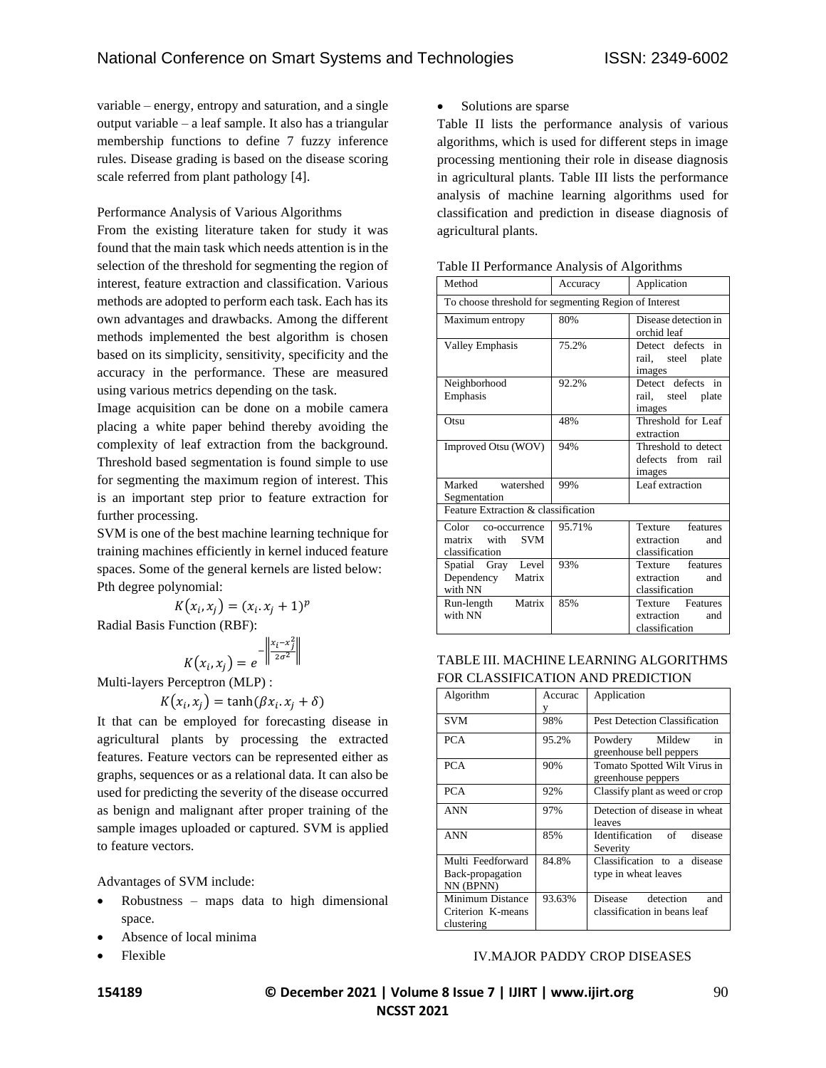variable – energy, entropy and saturation, and a single output variable – a leaf sample. It also has a triangular membership functions to define 7 fuzzy inference rules. Disease grading is based on the disease scoring scale referred from plant pathology [4].

Performance Analysis of Various Algorithms

From the existing literature taken for study it was found that the main task which needs attention is in the selection of the threshold for segmenting the region of interest, feature extraction and classification. Various methods are adopted to perform each task. Each has its own advantages and drawbacks. Among the different methods implemented the best algorithm is chosen based on its simplicity, sensitivity, specificity and the accuracy in the performance. These are measured using various metrics depending on the task.

Image acquisition can be done on a mobile camera placing a white paper behind thereby avoiding the complexity of leaf extraction from the background. Threshold based segmentation is found simple to use for segmenting the maximum region of interest. This is an important step prior to feature extraction for further processing.

SVM is one of the best machine learning technique for training machines efficiently in kernel induced feature spaces. Some of the general kernels are listed below:

Pth degree polynomial:

$$K(x_i, x_j) = (x_i . x_j + 1)^p$$

Radial Basis Function (RBF):

$$K(x_i, x_j) = e^{-\left\|\frac{x_i - x_j^2}{2\sigma^2}\right\|}$$

Multi-layers Perceptron (MLP) :

$$K(x_i, x_j) = \tanh(\beta x_i . x_j + \delta)$$

It that can be employed for forecasting disease in agricultural plants by processing the extracted features. Feature vectors can be represented either as graphs, sequences or as a relational data. It can also be used for predicting the severity of the disease occurred as benign and malignant after proper training of the sample images uploaded or captured. SVM is applied to feature vectors.

Advantages of SVM include:

- Robustness – maps data to high dimensional space.
- Absence of local minima
- Flexible
- Solutions are sparse

Table II lists the performance analysis of various algorithms, which is used for different steps in image processing mentioning their role in disease diagnosis in agricultural plants. Table III lists the performance analysis of machine learning algorithms used for classification and prediction in disease diagnosis of agricultural plants.

Table II Performance Analysis of Algorithms

| Method | Accuracy | Application |
|---|---|---|
| To choose threshold for segmenting Region of Interest | | |
| Maximum entropy | 80% | Disease detection in orchid leaf |
| Valley Emphasis | 75.2% | Detect defects in rail, steel plate images |
| Neighborhood Emphasis | 92.2% | Detect defects in rail, steel plate images |
| Otsu | 48% | Threshold for Leaf extraction |
| Improved Otsu (WOV) | 94% | Threshold to detect defects from rail images |
| Marked watershed Segmentation | 99% | Leaf extraction |
| Feature Extraction & classification | | |
| Color co-occurrence matrix with SVM classification | 95.71% | Texture features extraction and classification |
| Spatial Gray Level Dependency Matrix with NN | 93% | Texture features extraction and classification |
| Run-length Matrix with NN | 85% | Texture Features extraction and classification |

TABLE III. MACHINE LEARNING ALGORITHMS FOR CLASSIFICATION AND PREDICTION

| Algorithm | Accuracy | Application |
|---|---|---|
| SVM | 98% | Pest Detection Classification |
| PCA | 95.2% | Powdery Mildew in greenhouse bell peppers |
| PCA | 90% | Tomato Spotted Wilt Virus in greenhouse peppers |
| PCA | 92% | Classify plant as weed or crop |
| ANN | 97% | Detection of disease in wheat leaves |
| ANN | 85% | Identification of disease Severity |
| Multi Feedforward Back-propagation NN (BPNN) | 84.8% | Classification to a disease type in wheat leaves |
| Minimum Distance Criterion K-means clustering | 93.63% | Disease detection and classification in beans leaf |

## IV.MAJOR PADDY CROP DISEASES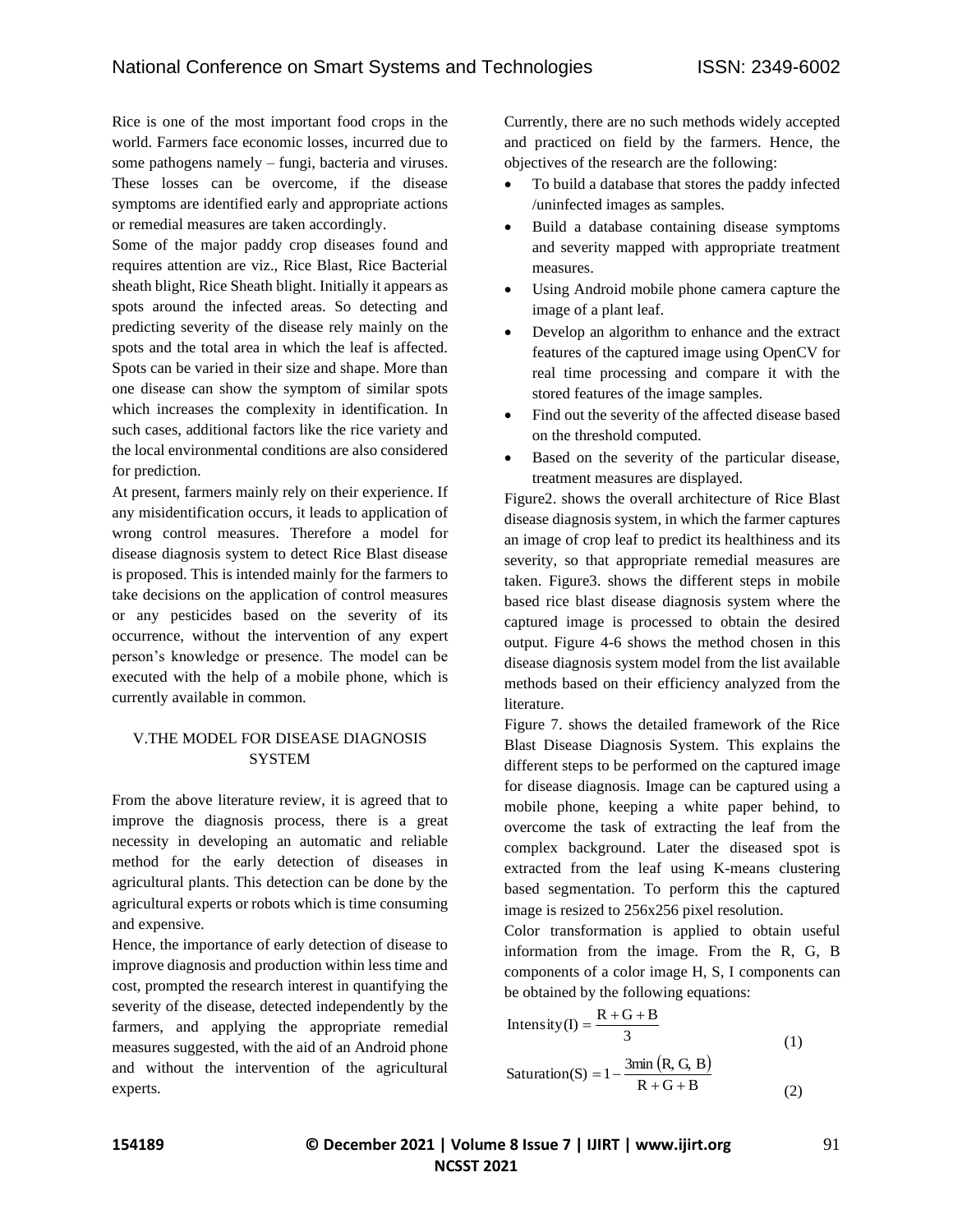Rice is one of the most important food crops in the world. Farmers face economic losses, incurred due to some pathogens namely – fungi, bacteria and viruses. These losses can be overcome, if the disease symptoms are identified early and appropriate actions or remedial measures are taken accordingly.

Some of the major paddy crop diseases found and requires attention are viz., Rice Blast, Rice Bacterial sheath blight, Rice Sheath blight. Initially it appears as spots around the infected areas. So detecting and predicting severity of the disease rely mainly on the spots and the total area in which the leaf is affected. Spots can be varied in their size and shape. More than one disease can show the symptom of similar spots which increases the complexity in identification. In such cases, additional factors like the rice variety and the local environmental conditions are also considered for prediction.

At present, farmers mainly rely on their experience. If any misidentification occurs, it leads to application of wrong control measures. Therefore a model for disease diagnosis system to detect Rice Blast disease is proposed. This is intended mainly for the farmers to take decisions on the application of control measures or any pesticides based on the severity of its occurrence, without the intervention of any expert person's knowledge or presence. The model can be executed with the help of a mobile phone, which is currently available in common.

## V.THE MODEL FOR DISEASE DIAGNOSIS SYSTEM

From the above literature review, it is agreed that to improve the diagnosis process, there is a great necessity in developing an automatic and reliable method for the early detection of diseases in agricultural plants. This detection can be done by the agricultural experts or robots which is time consuming and expensive.

Hence, the importance of early detection of disease to improve diagnosis and production within less time and cost, prompted the research interest in quantifying the severity of the disease, detected independently by the farmers, and applying the appropriate remedial measures suggested, with the aid of an Android phone and without the intervention of the agricultural experts.

Currently, there are no such methods widely accepted and practiced on field by the farmers. Hence, the objectives of the research are the following:

- To build a database that stores the paddy infected /uninfected images as samples.
- Build a database containing disease symptoms and severity mapped with appropriate treatment measures.
- Using Android mobile phone camera capture the image of a plant leaf.
- Develop an algorithm to enhance and the extract features of the captured image using OpenCV for real time processing and compare it with the stored features of the image samples.
- Find out the severity of the affected disease based on the threshold computed.
- Based on the severity of the particular disease, treatment measures are displayed.

Figure2. shows the overall architecture of Rice Blast disease diagnosis system, in which the farmer captures an image of crop leaf to predict its healthiness and its severity, so that appropriate remedial measures are taken. Figure3. shows the different steps in mobile based rice blast disease diagnosis system where the captured image is processed to obtain the desired output. Figure 4-6 shows the method chosen in this disease diagnosis system model from the list available methods based on their efficiency analyzed from the literature.

Figure 7. shows the detailed framework of the Rice Blast Disease Diagnosis System. This explains the different steps to be performed on the captured image for disease diagnosis. Image can be captured using a mobile phone, keeping a white paper behind, to overcome the task of extracting the leaf from the complex background. Later the diseased spot is extracted from the leaf using K-means clustering based segmentation. To perform this the captured image is resized to 256x256 pixel resolution.

Color transformation is applied to obtain useful information from the image. From the R, G, B components of a color image H, S, I components can be obtained by the following equations:

$$\text{Intensity(I)} = \frac{R + G + B}{3} \quad (1)$$

$$\text{Saturation(S)} = 1 - \frac{3\min(R, G, B)}{R + G + B} \quad (2)$$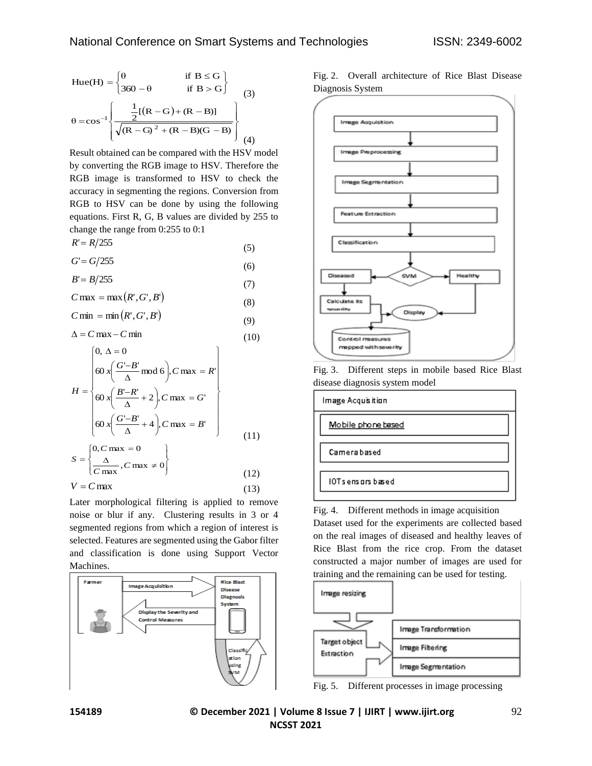$$\text{Hue(H)} = \begin{cases} \theta & \text{if } B \leq G \\ 360 - \theta & \text{if } B > G \end{cases} \quad (3)$$

$$\theta = \cos^{-1}\left\{ \frac{\frac{1}{2}[(R-G)+(R-B)]}{\sqrt{(R-G)^2 + (R-B)(G-B)}} \right\} \quad (4)$$

Result obtained can be compared with the HSV model by converting the RGB image to HSV. Therefore the RGB image is transformed to HSV to check the accuracy in segmenting the regions. Conversion from RGB to HSV can be done by using the following equations. First R, G, B values are divided by 255 to change the range from 0:255 to 0:1

$$R' = R/255 \quad (5)$$

$$G' = G/255 \quad (6)$$

$$B' = B/255 \quad (7)$$

$$C\max = \max(R', G', B') \quad (8)$$

$$C\min = \min(R', G', B') \quad (9)$$

$$\Delta = C\max - C\min \quad (10)$$

$$H = \begin{cases} 0, \Delta = 0 \\ 60\, x\left(\frac{G'-B'}{\Delta} \bmod 6\right), C\max = R' \\ 60\, x\left(\frac{B'-R'}{\Delta} + 2\right), C\max = G' \\ 60\, x\left(\frac{G'-B'}{\Delta} + 4\right), C\max = B' \end{cases} \quad (11)$$

$$S = \begin{cases} 0, C\max = 0 \\ \frac{\Delta}{C\max}, C\max \neq 0 \end{cases} \quad (12)$$

$$V = C\max \quad (13)$$

Later morphological filtering is applied to remove noise or blur if any. Clustering results in 3 or 4 segmented regions from which a region of interest is selected. Features are segmented using the Gabor filter and classification is done using Support Vector Machines.

Fig. 2. Overall architecture of Rice Blast Disease Diagnosis System

Fig. 3. Different steps in mobile based Rice Blast disease diagnosis system model

Fig. 4. Different methods in image acquisition

Dataset used for the experiments are collected based on the real images of diseased and healthy leaves of Rice Blast from the rice crop. From the dataset constructed a major number of images are used for training and the remaining can be used for testing.

Fig. 5. Different processes in image processing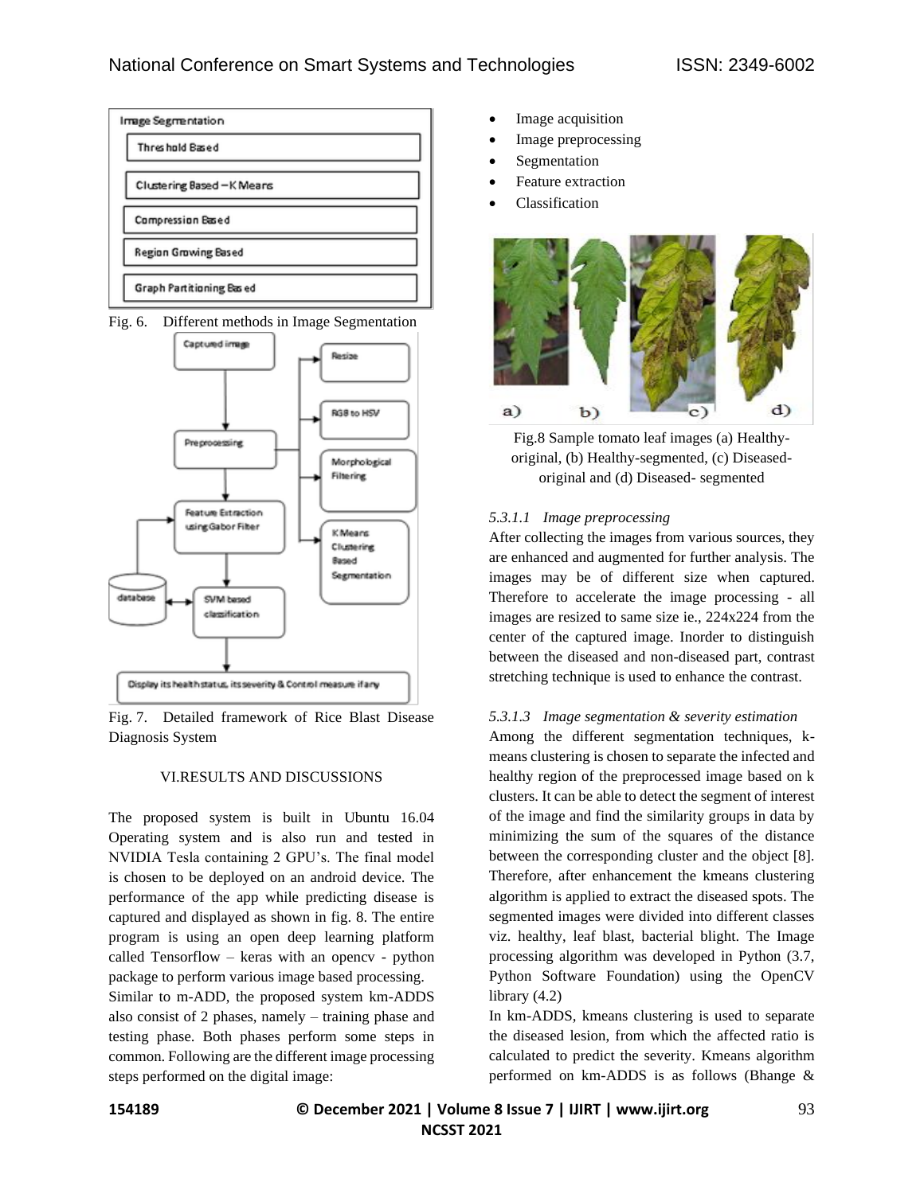Fig. 6. Different methods in Image Segmentation

Fig. 7. Detailed framework of Rice Blast Disease Diagnosis System

## VI.RESULTS AND DISCUSSIONS

The proposed system is built in Ubuntu 16.04 Operating system and is also run and tested in NVIDIA Tesla containing 2 GPU's. The final model is chosen to be deployed on an android device. The performance of the app while predicting disease is captured and displayed as shown in fig. 8. The entire program is using an open deep learning platform called Tensorflow – keras with an opencv - python package to perform various image based processing.

Similar to m-ADD, the proposed system km-ADDS also consist of 2 phases, namely – training phase and testing phase. Both phases perform some steps in common. Following are the different image processing steps performed on the digital image:

- Image acquisition
- Image preprocessing
- Segmentation
- Feature extraction
- Classification

Fig.8 Sample tomato leaf images (a) Healthy-original, (b) Healthy-segmented, (c) Diseased-original and (d) Diseased- segmented

#### *5.3.1.1 Image preprocessing*

After collecting the images from various sources, they are enhanced and augmented for further analysis. The images may be of different size when captured. Therefore to accelerate the image processing - all images are resized to same size ie., 224x224 from the center of the captured image. Inorder to distinguish between the diseased and non-diseased part, contrast stretching technique is used to enhance the contrast.

#### *5.3.1.3 Image segmentation & severity estimation*

Among the different segmentation techniques, k-means clustering is chosen to separate the infected and healthy region of the preprocessed image based on k clusters. It can be able to detect the segment of interest of the image and find the similarity groups in data by minimizing the sum of the squares of the distance between the corresponding cluster and the object [8]. Therefore, after enhancement the kmeans clustering algorithm is applied to extract the diseased spots. The segmented images were divided into different classes viz. healthy, leaf blast, bacterial blight. The Image processing algorithm was developed in Python (3.7, Python Software Foundation) using the OpenCV library (4.2)

In km-ADDS, kmeans clustering is used to separate the diseased lesion, from which the affected ratio is calculated to predict the severity. Kmeans algorithm performed on km-ADDS is as follows (Bhange &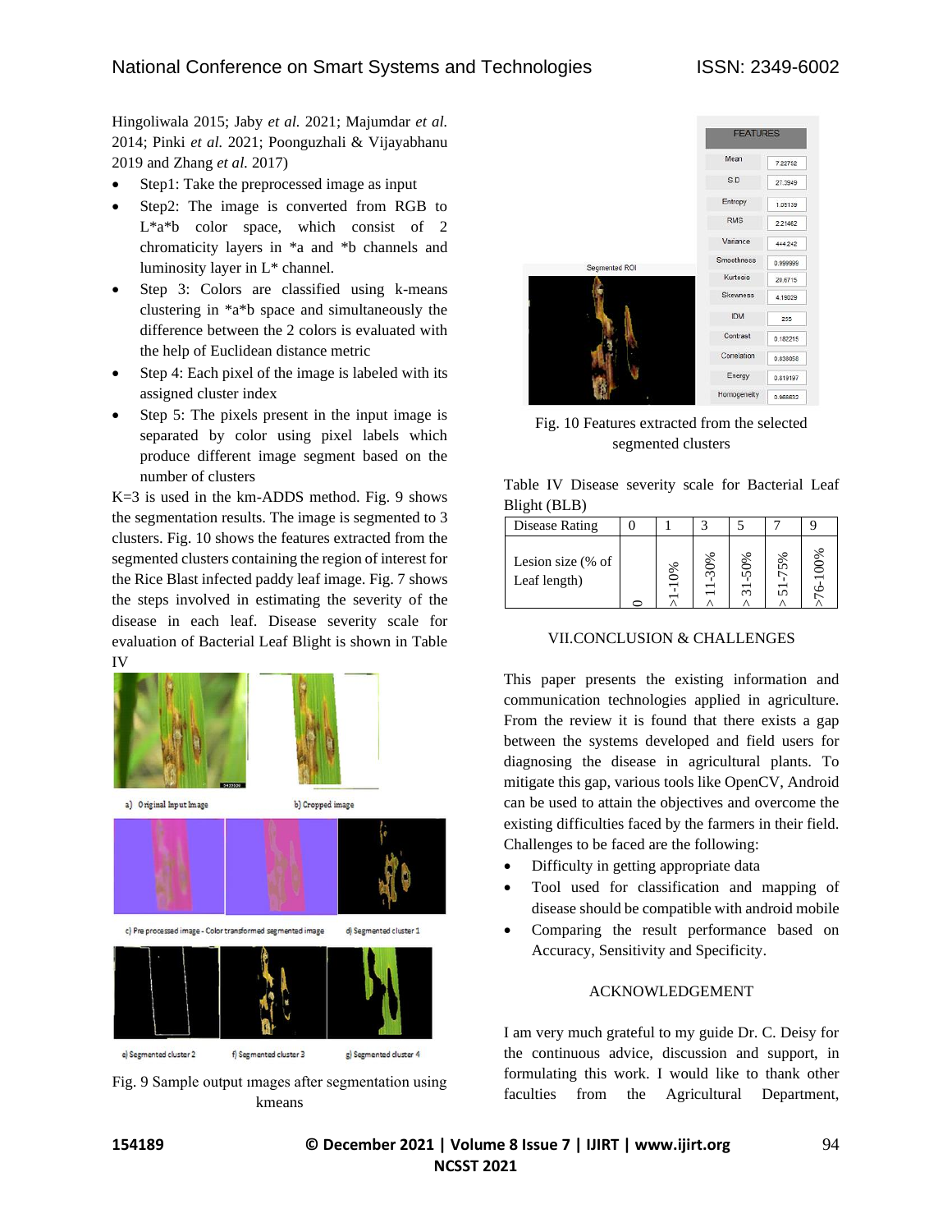Hingoliwala 2015; Jaby *et al.* 2021; Majumdar *et al.* 2014; Pinki *et al.* 2021; Poonguzhali & Vijayabhanu 2019 and Zhang *et al.* 2017)

- Step1: Take the preprocessed image as input
- Step2: The image is converted from RGB to L*a*b color space, which consist of 2 chromaticity layers in *a and *b channels and luminosity layer in L* channel.
- Step 3: Colors are classified using k-means clustering in *a*b space and simultaneously the difference between the 2 colors is evaluated with the help of Euclidean distance metric
- Step 4: Each pixel of the image is labeled with its assigned cluster index
- Step 5: The pixels present in the input image is separated by color using pixel labels which produce different image segment based on the number of clusters

K=3 is used in the km-ADDS method. Fig. 9 shows the segmentation results. The image is segmented to 3 clusters. Fig. 10 shows the features extracted from the segmented clusters containing the region of interest for the Rice Blast infected paddy leaf image. Fig. 7 shows the steps involved in estimating the severity of the disease in each leaf. Disease severity scale for evaluation of Bacterial Leaf Blight is shown in Table IV

a) Original Input Image b) Cropped image c) Pre processed image - Color transformed segmented image d) Segmented cluster 1 e) Segmented cluster 2 f) Segmented cluster 3 g) Segmented cluster 4

Fig. 9 Sample output images after segmentation using kmeans

| FEATURES | |
|---|---|
| Mean | 7.22752 |
| S.D | 27.3949 |
| Entropy | 1.05139 |
| RMS | 2.21462 |
| Variance | 444.242 |
| Smoothness | 0.999999 |
| Kurtosis | 20.6715 |
| Skewness | 4.15029 |
| IDM | 255 |
| Contrast | 0.182215 |
| Correlation | 0.639058 |
| Energy | 0.819197 |
| Homogeneity | 0.965832 |

Fig. 10 Features extracted from the selected segmented clusters

Table IV Disease severity scale for Bacterial Leaf Blight (BLB)

| Disease Rating | 0 | 1 | 3 | 5 | 7 | 9 |
|---|---|---|---|---|---|---|
| Lesion size (% of Leaf length) | 0 | >1-10% | > 11-30% | > 31-50% | > 51-75% | >76-100% |

## VII.CONCLUSION & CHALLENGES

This paper presents the existing information and communication technologies applied in agriculture. From the review it is found that there exists a gap between the systems developed and field users for diagnosing the disease in agricultural plants. To mitigate this gap, various tools like OpenCV, Android can be used to attain the objectives and overcome the existing difficulties faced by the farmers in their field. Challenges to be faced are the following:

- Difficulty in getting appropriate data
- Tool used for classification and mapping of disease should be compatible with android mobile
- Comparing the result performance based on Accuracy, Sensitivity and Specificity.

## ACKNOWLEDGEMENT

I am very much grateful to my guide Dr. C. Deisy for the continuous advice, discussion and support, in formulating this work. I would like to thank other faculties from the Agricultural Department,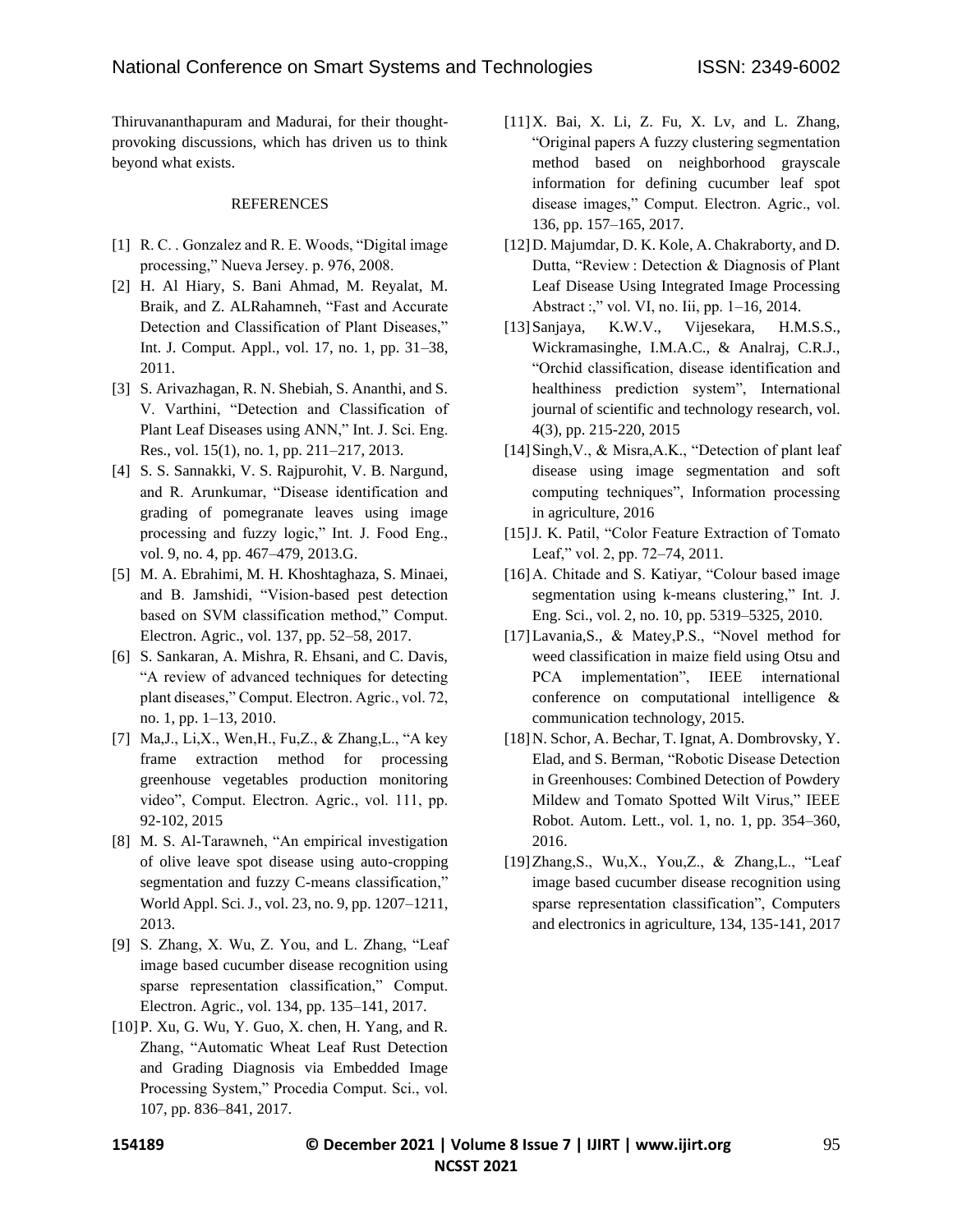Thiruvananthapuram and Madurai, for their thought-provoking discussions, which has driven us to think beyond what exists.

## REFERENCES

[1] R. C. . Gonzalez and R. E. Woods, "Digital image processing," Nueva Jersey. p. 976, 2008.

[2] H. Al Hiary, S. Bani Ahmad, M. Reyalat, M. Braik, and Z. ALRahamneh, "Fast and Accurate Detection and Classification of Plant Diseases," Int. J. Comput. Appl., vol. 17, no. 1, pp. 31–38, 2011.

[3] S. Arivazhagan, R. N. Shebiah, S. Ananthi, and S. V. Varthini, "Detection and Classification of Plant Leaf Diseases using ANN," Int. J. Sci. Eng. Res., vol. 15(1), no. 1, pp. 211–217, 2013.

[4] S. S. Sannakki, V. S. Rajpurohit, V. B. Nargund, and R. Arunkumar, "Disease identification and grading of pomegranate leaves using image processing and fuzzy logic," Int. J. Food Eng., vol. 9, no. 4, pp. 467–479, 2013.G.

[5] M. A. Ebrahimi, M. H. Khoshtaghaza, S. Minaei, and B. Jamshidi, "Vision-based pest detection based on SVM classification method," Comput. Electron. Agric., vol. 137, pp. 52–58, 2017.

[6] S. Sankaran, A. Mishra, R. Ehsani, and C. Davis, "A review of advanced techniques for detecting plant diseases," Comput. Electron. Agric., vol. 72, no. 1, pp. 1–13, 2010.

[7] Ma,J., Li,X., Wen,H., Fu,Z., & Zhang,L., "A key frame extraction method for processing greenhouse vegetables production monitoring video", Comput. Electron. Agric., vol. 111, pp. 92-102, 2015

[8] M. S. Al-Tarawneh, "An empirical investigation of olive leave spot disease using auto-cropping segmentation and fuzzy C-means classification," World Appl. Sci. J., vol. 23, no. 9, pp. 1207–1211, 2013.

[9] S. Zhang, X. Wu, Z. You, and L. Zhang, "Leaf image based cucumber disease recognition using sparse representation classification," Comput. Electron. Agric., vol. 134, pp. 135–141, 2017.

[10] P. Xu, G. Wu, Y. Guo, X. chen, H. Yang, and R. Zhang, "Automatic Wheat Leaf Rust Detection and Grading Diagnosis via Embedded Image Processing System," Procedia Comput. Sci., vol. 107, pp. 836–841, 2017.

[11] X. Bai, X. Li, Z. Fu, X. Lv, and L. Zhang, "Original papers A fuzzy clustering segmentation method based on neighborhood grayscale information for defining cucumber leaf spot disease images," Comput. Electron. Agric., vol. 136, pp. 157–165, 2017.

[12] D. Majumdar, D. K. Kole, A. Chakraborty, and D. Dutta, "Review : Detection & Diagnosis of Plant Leaf Disease Using Integrated Image Processing Abstract :," vol. VI, no. Iii, pp. 1–16, 2014.

[13] Sanjaya, K.W.V., Vijesekara, H.M.S.S., Wickramasinghe, I.M.A.C., & Analraj, C.R.J., "Orchid classification, disease identification and healthiness prediction system", International journal of scientific and technology research, vol. 4(3), pp. 215-220, 2015

[14] Singh,V., & Misra,A.K., "Detection of plant leaf disease using image segmentation and soft computing techniques", Information processing in agriculture, 2016

[15] J. K. Patil, "Color Feature Extraction of Tomato Leaf," vol. 2, pp. 72–74, 2011.

[16] A. Chitade and S. Katiyar, "Colour based image segmentation using k-means clustering," Int. J. Eng. Sci., vol. 2, no. 10, pp. 5319–5325, 2010.

[17] Lavania,S., & Matey,P.S., "Novel method for weed classification in maize field using Otsu and PCA implementation", IEEE international conference on computational intelligence & communication technology, 2015.

[18] N. Schor, A. Bechar, T. Ignat, A. Dombrovsky, Y. Elad, and S. Berman, "Robotic Disease Detection in Greenhouses: Combined Detection of Powdery Mildew and Tomato Spotted Wilt Virus," IEEE Robot. Autom. Lett., vol. 1, no. 1, pp. 354–360, 2016.

[19] Zhang,S., Wu,X., You,Z., & Zhang,L., "Leaf image based cucumber disease recognition using sparse representation classification", Computers and electronics in agriculture, 134, 135-141, 2017